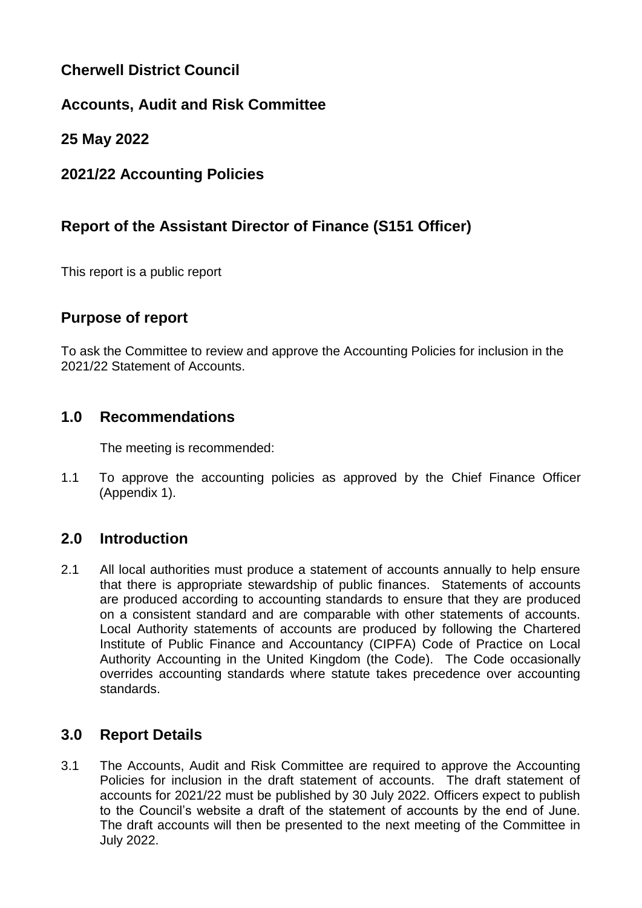## Cherwell District Council

## Accounts, Audit and Risk Committee

## 25 May 2022

## 2021/22 Accounting Policies

## Report of the Assistant Director of Finance (S151 Officer)

This report is a public report

## Purpose of report

To ask the Committee to review and approve the Accounting Policies for inclusion in the 2021/22 Statement of Accounts.

## 1.0 Recommendations

The meeting is recommended:

1.1 To approve the accounting policies as approved by the Chief Finance Officer (Appendix 1).

## 2.0 Introduction

2.1 All local authorities must produce a statement of accounts annually to help ensure that there is appropriate stewardship of public finances. Statements of accounts are produced according to accounting standards to ensure that they are produced on a consistent standard and are comparable with other statements of accounts. Local Authority statements of accounts are produced by following the Chartered Institute of Public Finance and Accountancy (CIPFA) Code of Practice on Local Authority Accounting in the United Kingdom (the Code). The Code occasionally overrides accounting standards where statute takes precedence over accounting standards.

## 3.0 Report Details

3.1 The Accounts, Audit and Risk Committee are required to approve the Accounting Policies for inclusion in the draft statement of accounts. The draft statement of accounts for 2021/22 must be published by 30 July 2022. Officers expect to publish to the Council's website a draft of the statement of accounts by the end of June. The draft accounts will then be presented to the next meeting of the Committee in July 2022.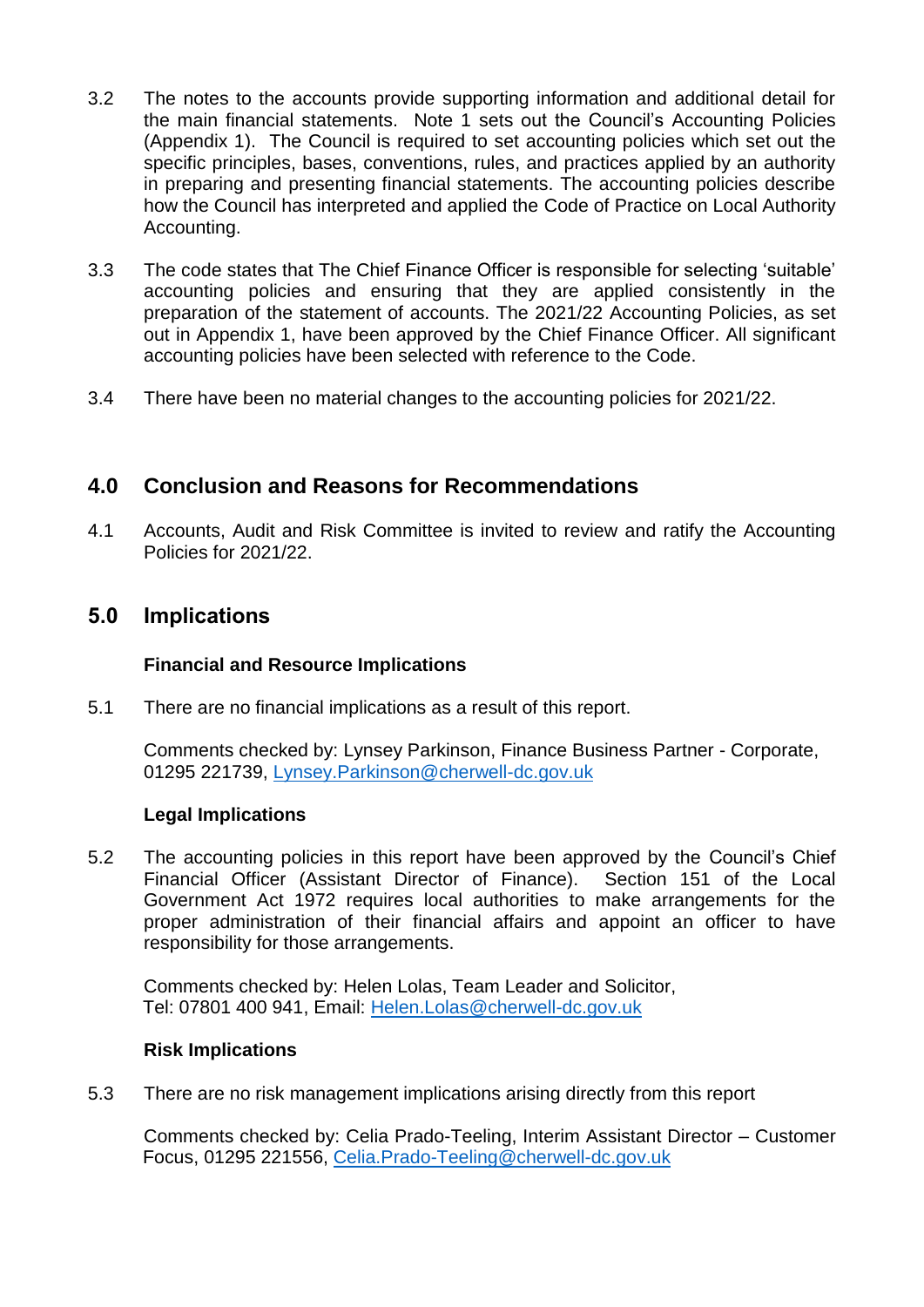3.2 The notes to the accounts provide supporting information and additional detail for the main financial statements. Note 1 sets out the Council's Accounting Policies (Appendix 1). The Council is required to set accounting policies which set out the specific principles, bases, conventions, rules, and practices applied by an authority in preparing and presenting financial statements. The accounting policies describe how the Council has interpreted and applied the Code of Practice on Local Authority Accounting.

3.3 The code states that The Chief Finance Officer is responsible for selecting 'suitable' accounting policies and ensuring that they are applied consistently in the preparation of the statement of accounts. The 2021/22 Accounting Policies, as set out in Appendix 1, have been approved by the Chief Finance Officer. All significant accounting policies have been selected with reference to the Code.

3.4 There have been no material changes to the accounting policies for 2021/22.

## 4.0 Conclusion and Reasons for Recommendations

4.1 Accounts, Audit and Risk Committee is invited to review and ratify the Accounting Policies for 2021/22.

## 5.0 Implications

**Financial and Resource Implications**

5.1 There are no financial implications as a result of this report.

Comments checked by: Lynsey Parkinson, Finance Business Partner - Corporate, 01295 221739, Lynsey.Parkinson@cherwell-dc.gov.uk

**Legal Implications**

5.2 The accounting policies in this report have been approved by the Council's Chief Financial Officer (Assistant Director of Finance). Section 151 of the Local Government Act 1972 requires local authorities to make arrangements for the proper administration of their financial affairs and appoint an officer to have responsibility for those arrangements.

Comments checked by: Helen Lolas, Team Leader and Solicitor,
Tel: 07801 400 941, Email: Helen.Lolas@cherwell-dc.gov.uk

**Risk Implications**

5.3 There are no risk management implications arising directly from this report

Comments checked by: Celia Prado-Teeling, Interim Assistant Director – Customer Focus, 01295 221556, Celia.Prado-Teeling@cherwell-dc.gov.uk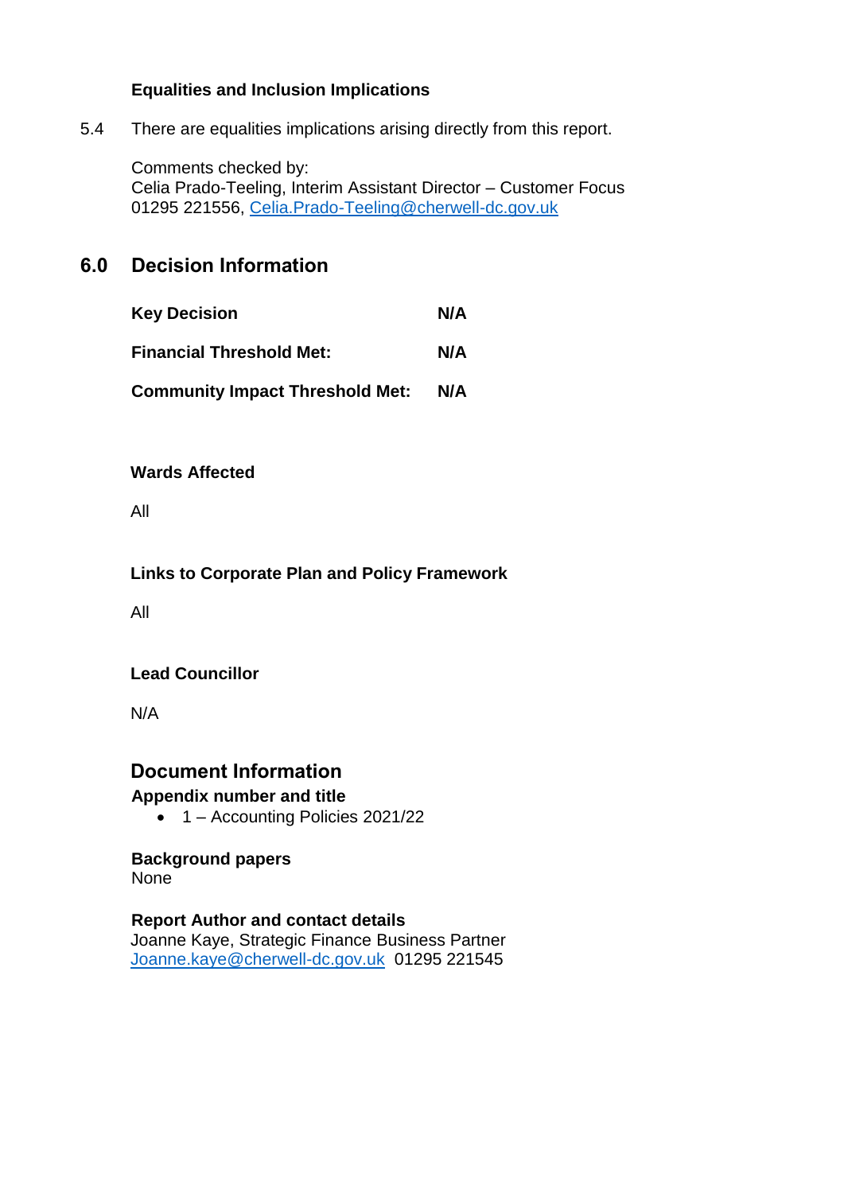**Equalities and Inclusion Implications**

5.4 There are equalities implications arising directly from this report.

Comments checked by:
Celia Prado-Teeling, Interim Assistant Director – Customer Focus
01295 221556, Celia.Prado-Teeling@cherwell-dc.gov.uk

## 6.0 Decision Information

| | |
|---|---|
| **Key Decision** | **N/A** |
| **Financial Threshold Met:** | **N/A** |
| **Community Impact Threshold Met:** | **N/A** |

**Wards Affected**

All

**Links to Corporate Plan and Policy Framework**

All

**Lead Councillor**

N/A

## Document Information

**Appendix number and title**

- 1 – Accounting Policies 2021/22

**Background papers**
None

**Report Author and contact details**
Joanne Kaye, Strategic Finance Business Partner
Joanne.kaye@cherwell-dc.gov.uk 01295 221545